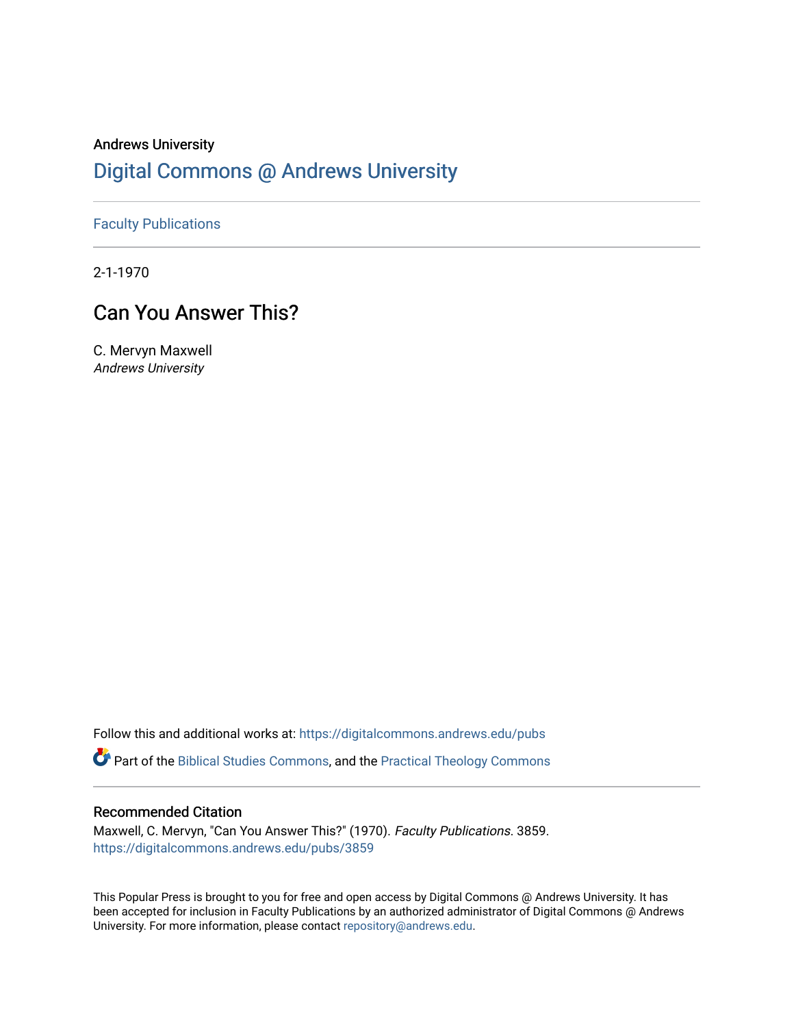Andrews University

# Digital Commons @ Andrews University

Faculty Publications

2-1-1970

## Can You Answer This?

C. Mervyn Maxwell
*Andrews University*

Follow this and additional works at: https://digitalcommons.andrews.edu/pubs

Part of the Biblical Studies Commons, and the Practical Theology Commons

### Recommended Citation

Maxwell, C. Mervyn, "Can You Answer This?" (1970). *Faculty Publications*. 3859.
https://digitalcommons.andrews.edu/pubs/3859

This Popular Press is brought to you for free and open access by Digital Commons @ Andrews University. It has been accepted for inclusion in Faculty Publications by an authorized administrator of Digital Commons @ Andrews University. For more information, please contact repository@andrews.edu.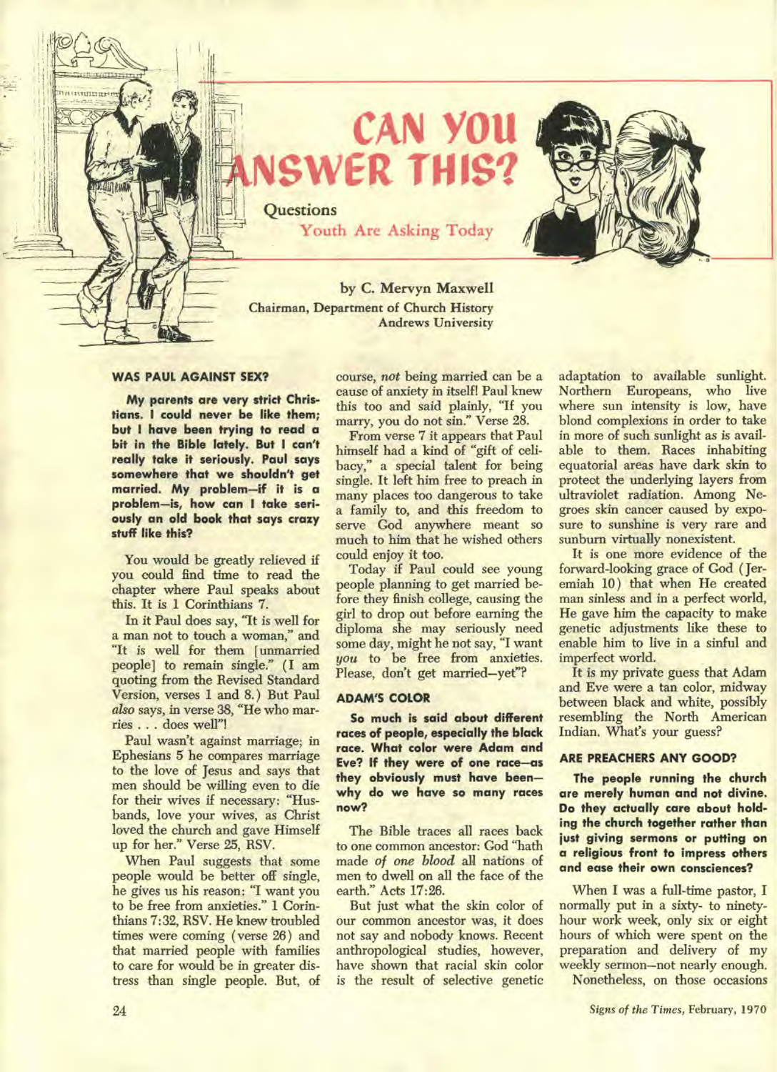# CAN YOU ANSWER THIS?

## Questions Youth Are Asking Today

by C. Mervyn Maxwell
Chairman, Department of Church History
Andrews University

### WAS PAUL AGAINST SEX?

**My parents are very strict Christians. I could never be like them; but I have been trying to read a bit in the Bible lately. But I can't really take it seriously. Paul says somewhere that we shouldn't get married. My problem—if it is a problem—is, how can I take seriously an old book that says crazy stuff like this?**

You would be greatly relieved if you could find time to read the chapter where Paul speaks about this. It is 1 Corinthians 7.

In it Paul does say, "It is well for a man not to touch a woman," and "It is well for them [unmarried people] to remain single." (I am quoting from the Revised Standard Version, verses 1 and 8.) But Paul *also* says, in verse 38, "He who marries . . . does well"!

Paul wasn't against marriage; in Ephesians 5 he compares marriage to the love of Jesus and says that men should be willing even to die for their wives if necessary: "Husbands, love your wives, as Christ loved the church and gave Himself up for her." Verse 25, RSV.

When Paul suggests that some people would be better off single, he gives us his reason: "I want you to be free from anxieties." 1 Corinthians 7:32, RSV. He knew troubled times were coming (verse 26) and that married people with families to care for would be in greater distress than single people. But, of course, *not* being married can be a cause of anxiety in itself! Paul knew this too and said plainly, "If you marry, you do not sin." Verse 28.

From verse 7 it appears that Paul himself had a kind of "gift of celibacy," a special talent for being single. It left him free to preach in many places too dangerous to take a family to, and this freedom to serve God anywhere meant so much to him that he wished others could enjoy it too.

Today if Paul could see young people planning to get married before they finish college, causing the girl to drop out before earning the diploma she may seriously need some day, might he not say, "I want *you* to be free from anxieties. Please, don't get married—yet"?

### ADAM'S COLOR

**So much is said about different races of people, especially the black race. What color were Adam and Eve? If they were of one race—as they obviously must have been—why do we have so many races now?**

The Bible traces all races back to one common ancestor: God "hath made *of one blood* all nations of men to dwell on all the face of the earth." Acts 17:26.

But just what the skin color of our common ancestor was, it does not say and nobody knows. Recent anthropological studies, however, have shown that racial skin color is the result of selective genetic adaptation to available sunlight. Northern Europeans, who live where sun intensity is low, have blond complexions in order to take in more of such sunlight as is available to them. Races inhabiting equatorial areas have dark skin to protect the underlying layers from ultraviolet radiation. Among Negroes skin cancer caused by exposure to sunshine is very rare and sunburn virtually nonexistent.

It is one more evidence of the forward-looking grace of God (Jeremiah 10) that when He created man sinless and in a perfect world, He gave him the capacity to make genetic adjustments like these to enable him to live in a sinful and imperfect world.

It is my private guess that Adam and Eve were a tan color, midway between black and white, possibly resembling the North American Indian. What's your guess?

### ARE PREACHERS ANY GOOD?

**The people running the church are merely human and not divine. Do they actually care about holding the church together rather than just giving sermons or putting on a religious front to impress others and ease their own consciences?**

When I was a full-time pastor, I normally put in a sixty- to ninety-hour work week, only six or eight hours of which were spent on the preparation and delivery of my weekly sermon—not nearly enough.

Nonetheless, on those occasions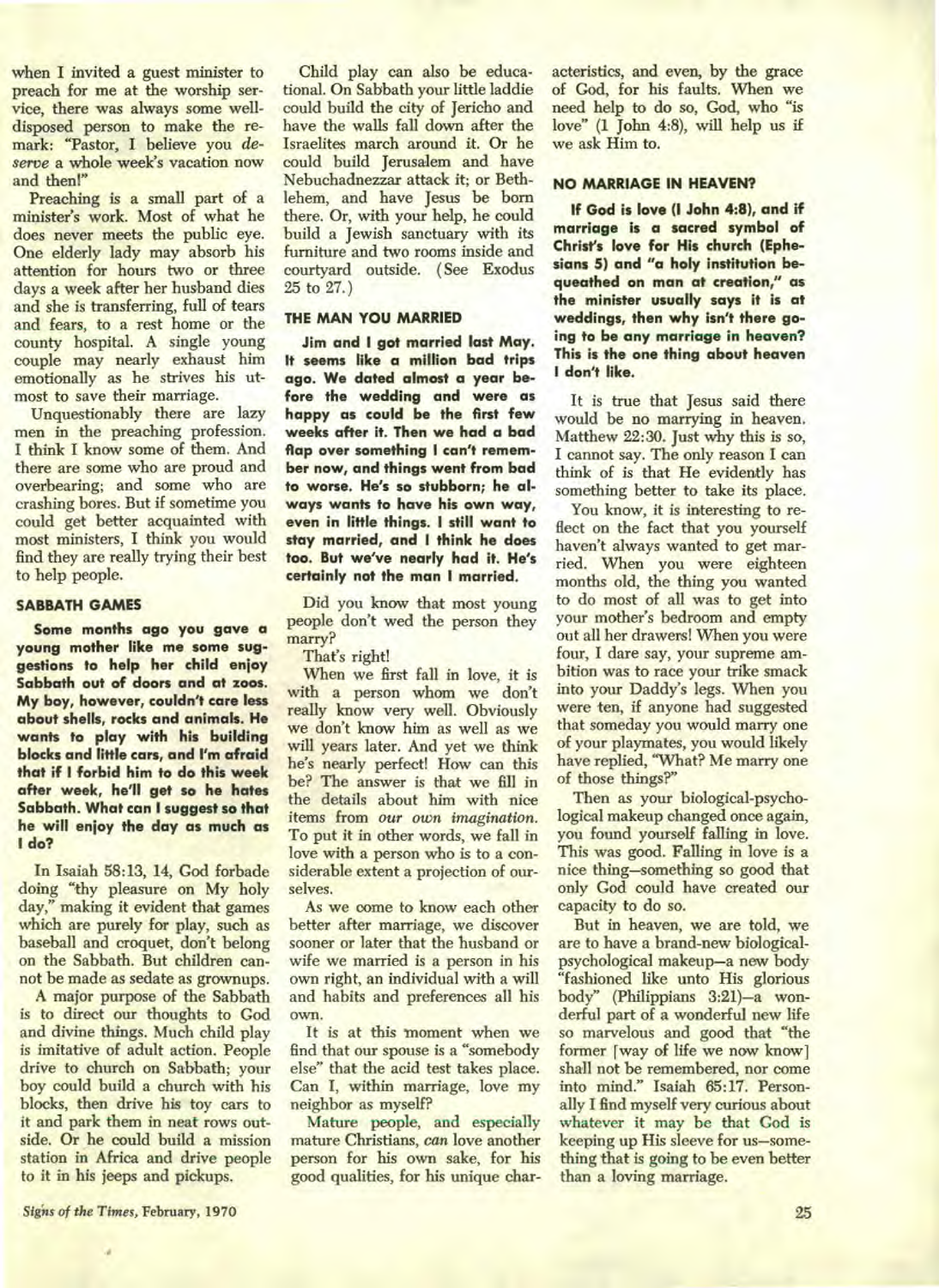when I invited a guest minister to preach for me at the worship service, there was always some well-disposed person to make the remark: "Pastor, I believe you *deserve* a whole week's vacation now and then!"

Preaching is a small part of a minister's work. Most of what he does never meets the public eye. One elderly lady may absorb his attention for hours two or three days a week after her husband dies and she is transferring, full of tears and fears, to a rest home or the county hospital. A single young couple may nearly exhaust him emotionally as he strives his utmost to save their marriage.

Unquestionably there are lazy men in the preaching profession. I think I know some of them. And there are some who are proud and overbearing; and some who are crashing bores. But if sometime you could get better acquainted with most ministers, I think you would find they are really trying their best to help people.

### SABBATH GAMES

**Some months ago you gave a young mother like me some suggestions to help her child enjoy Sabbath out of doors and at zoos. My boy, however, couldn't care less about shells, rocks and animals. He wants to play with his building blocks and little cars, and I'm afraid that if I forbid him to do this week after week, he'll get so he hates Sabbath. What can I suggest so that he will enjoy the day as much as I do?**

In Isaiah 58:13, 14, God forbade doing "thy pleasure on My holy day," making it evident that games which are purely for play, such as baseball and croquet, don't belong on the Sabbath. But children cannot be made as sedate as grownups.

A major purpose of the Sabbath is to direct our thoughts to God and divine things. Much child play is imitative of adult action. People drive to church on Sabbath; your boy could build a church with his blocks, then drive his toy cars to it and park them in neat rows outside. Or he could build a mission station in Africa and drive people to it in his jeeps and pickups.

Child play can also be educational. On Sabbath your little laddie could build the city of Jericho and have the walls fall down after the Israelites march around it. Or he could build Jerusalem and have Nebuchadnezzar attack it; or Bethlehem, and have Jesus be born there. Or, with your help, he could build a Jewish sanctuary with its furniture and two rooms inside and courtyard outside. (See Exodus 25 to 27.)

### THE MAN YOU MARRIED

**Jim and I got married last May. It seems like a million bad trips ago. We dated almost a year before the wedding and were as happy as could be the first few weeks after it. Then we had a bad flap over something I can't remember now, and things went from bad to worse. He's so stubborn; he always wants to have his own way, even in little things. I still want to stay married, and I think he does too. But we've nearly had it. He's certainly not the man I married.**

Did you know that most young people don't wed the person they marry?

That's right!

When we first fall in love, it is with a person whom we don't really know very well. Obviously we don't know him as well as we will years later. And yet we think he's nearly perfect! How can this be? The answer is that we fill in the details about him with nice items from *our own imagination*. To put it in other words, we fall in love with a person who is to a considerable extent a projection of ourselves.

As we come to know each other better after marriage, we discover sooner or later that the husband or wife we married is a person in his own right, an individual with a will and habits and preferences all his own.

It is at this moment when we find that our spouse is a "somebody else" that the acid test takes place. Can I, within marriage, love my neighbor as myself?

Mature people, and especially mature Christians, *can* love another person for his own sake, for his good qualities, for his unique characteristics, and even, by the grace of God, for his faults. When we need help to do so, God, who "is love" (1 John 4:8), will help us if we ask Him to.

### NO MARRIAGE IN HEAVEN?

**If God is love (I John 4:8), and if marriage is a sacred symbol of Christ's love for His church (Ephesians 5) and "a holy institution bequeathed on man at creation," as the minister usually says it is at weddings, then why isn't there going to be any marriage in heaven? This is the one thing about heaven I don't like.**

It is true that Jesus said there would be no marrying in heaven. Matthew 22:30. Just why this is so, I cannot say. The only reason I can think of is that He evidently has something better to take its place.

You know, it is interesting to reflect on the fact that you yourself haven't always wanted to get married. When you were eighteen months old, the thing you wanted to do most of all was to get into your mother's bedroom and empty out all her drawers! When you were four, I dare say, your supreme ambition was to race your trike smack into your Daddy's legs. When you were ten, if anyone had suggested that someday you would marry one of your playmates, you would likely have replied, "What? Me marry one of those things?"

Then as your biological-psychological makeup changed once again, you found yourself falling in love. This was good. Falling in love is a nice thing—something so good that only God could have created our capacity to do so.

But in heaven, we are told, we are to have a brand-new biological-psychological makeup—a new body "fashioned like unto His glorious body" (Philippians 3:21)—a wonderful part of a wonderful new life so marvelous and good that "the former [way of life we now know] shall not be remembered, nor come into mind." Isaiah 65:17. Personally I find myself very curious about whatever it may be that God is keeping up His sleeve for us—something that is going to be even better than a loving marriage.